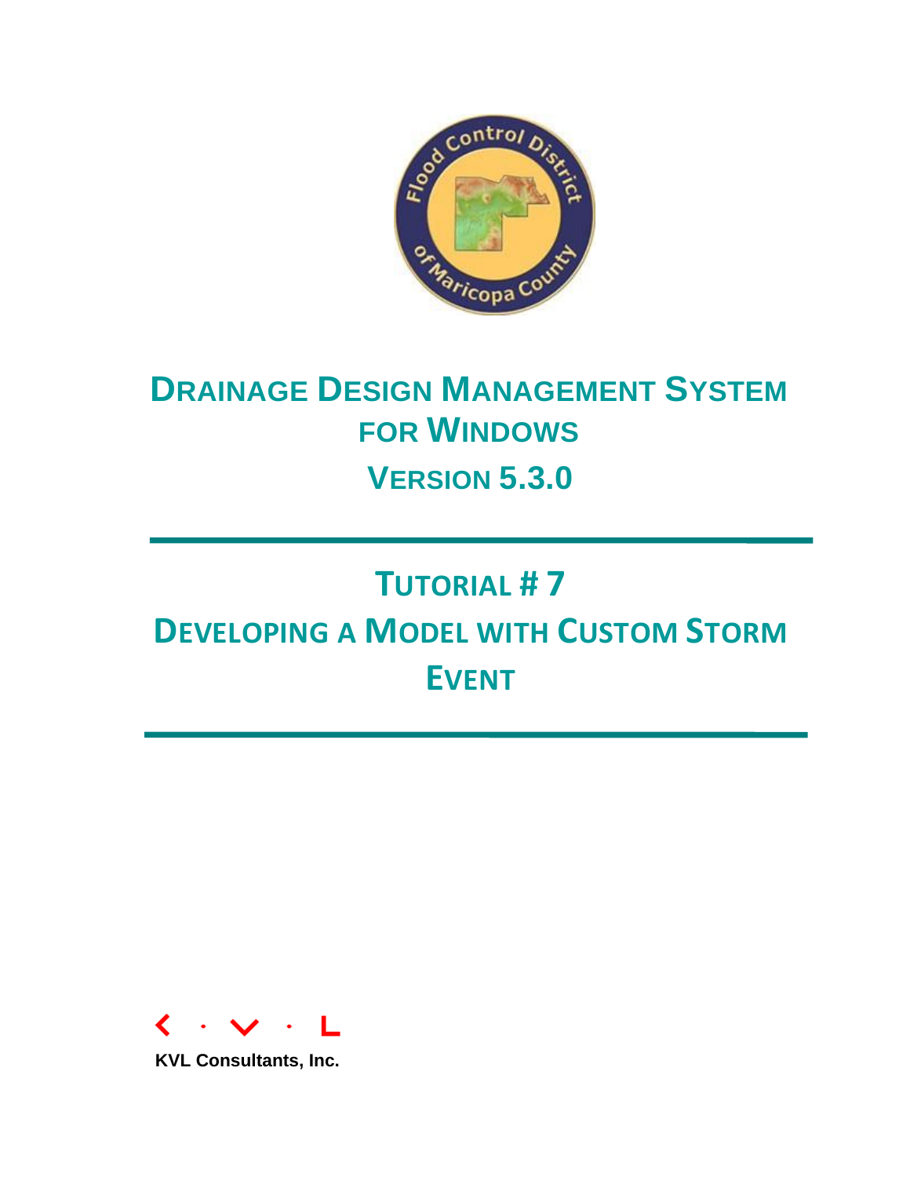# DRAINAGE DESIGN MANAGEMENT SYSTEM FOR WINDOWS

## VERSION 5.3.0

# TUTORIAL # 7

# DEVELOPING A MODEL WITH CUSTOM STORM EVENT

KVL Consultants, Inc.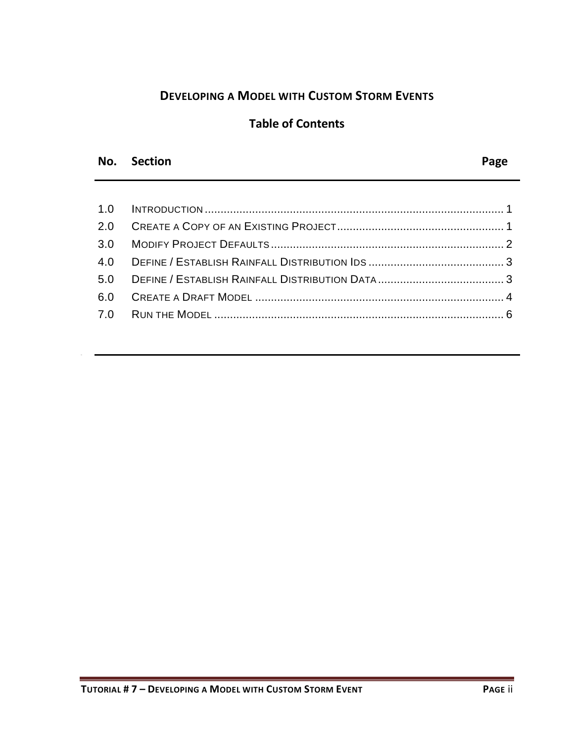# DEVELOPING A MODEL WITH CUSTOM STORM EVENTS

## Table of Contents

| No. | Section | Page |
| --- | --- | --- |
| 1.0 | INTRODUCTION | 1 |
| 2.0 | CREATE A COPY OF AN EXISTING PROJECT | 1 |
| 3.0 | MODIFY PROJECT DEFAULTS | 2 |
| 4.0 | DEFINE / ESTABLISH RAINFALL DISTRIBUTION IDS | 3 |
| 5.0 | DEFINE / ESTABLISH RAINFALL DISTRIBUTION DATA | 3 |
| 6.0 | CREATE A DRAFT MODEL | 4 |
| 7.0 | RUN THE MODEL | 6 |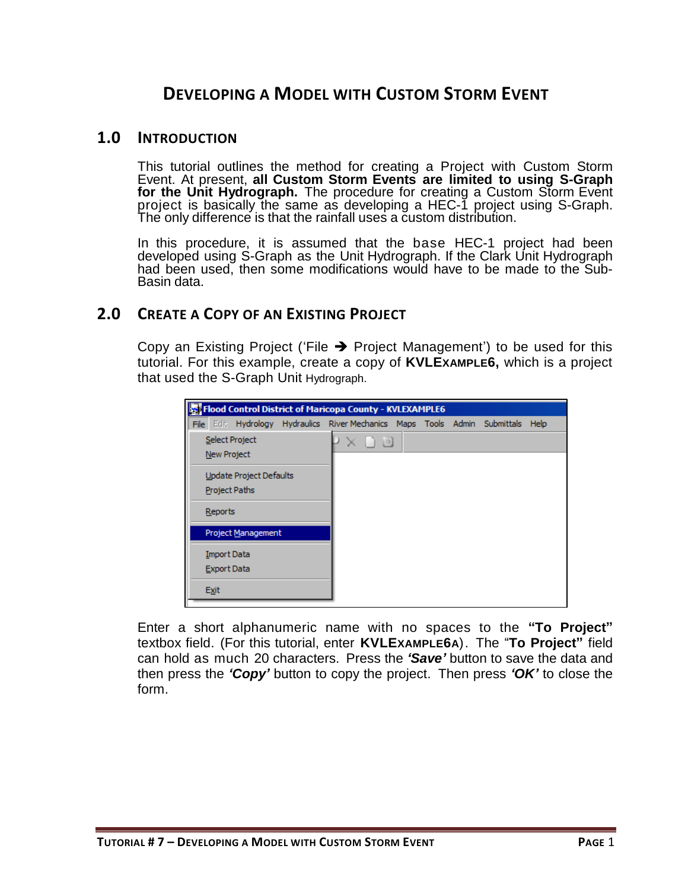# DEVELOPING A MODEL WITH CUSTOM STORM EVENT

## 1.0 INTRODUCTION

This tutorial outlines the method for creating a Project with Custom Storm Event. At present, **all Custom Storm Events are limited to using S-Graph for the Unit Hydrograph.** The procedure for creating a Custom Storm Event project is basically the same as developing a HEC-1 project using S-Graph. The only difference is that the rainfall uses a custom distribution.

In this procedure, it is assumed that the base HEC-1 project had been developed using S-Graph as the Unit Hydrograph. If the Clark Unit Hydrograph had been used, then some modifications would have to be made to the Sub-Basin data.

## 2.0 CREATE A COPY OF AN EXISTING PROJECT

Copy an Existing Project ('File ➔ Project Management') to be used for this tutorial. For this example, create a copy of **KVLEXAMPLE6,** which is a project that used the S-Graph Unit Hydrograph.

Enter a short alphanumeric name with no spaces to the **"To Project"** textbox field. (For this tutorial, enter **KVLEXAMPLE6A**). The "**To Project"** field can hold as much 20 characters. Press the ***'Save'*** button to save the data and then press the ***'Copy'*** button to copy the project. Then press ***'OK'*** to close the form.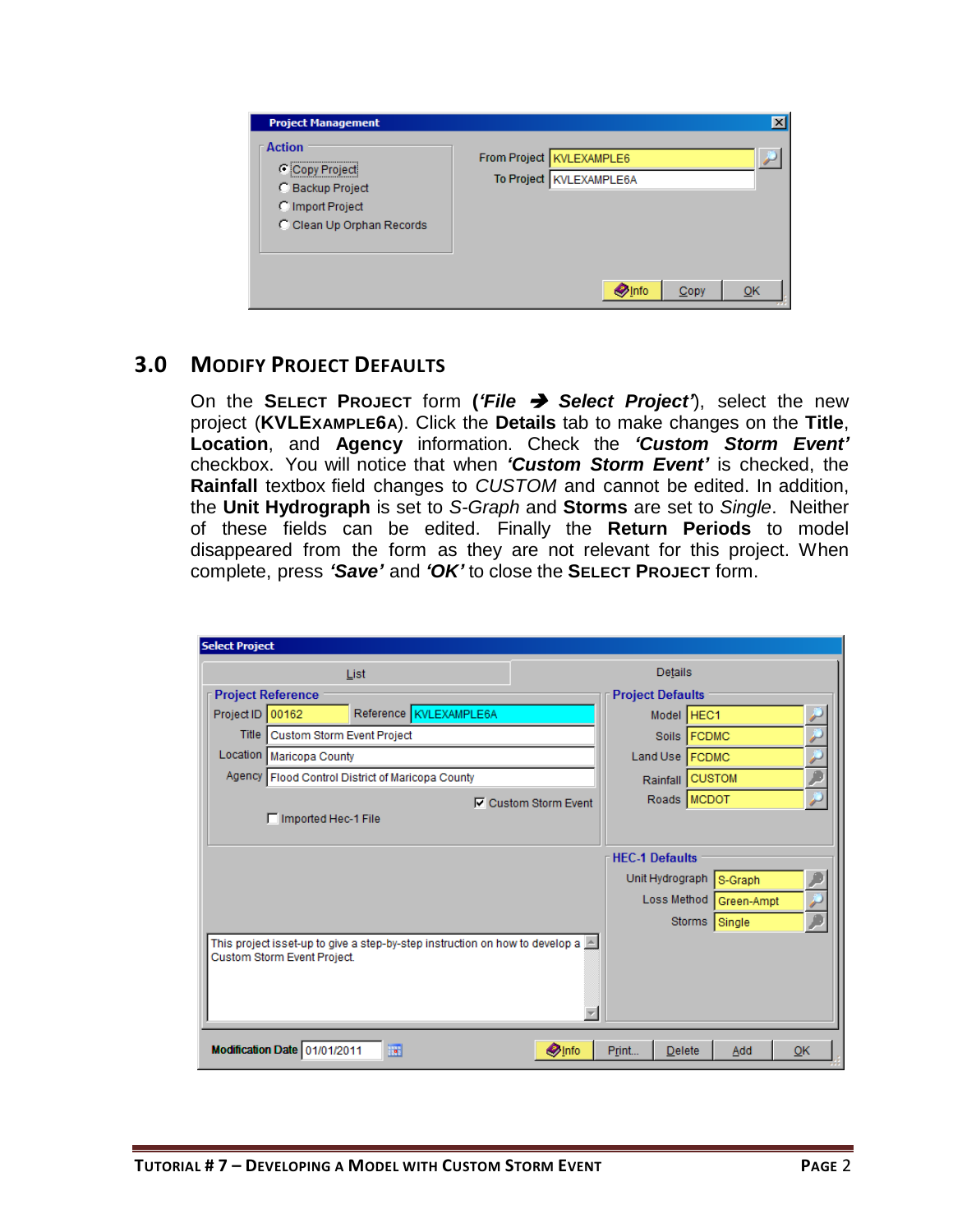## 3.0 MODIFY PROJECT DEFAULTS

On the **SELECT PROJECT** form (***'File → Select Project'***), select the new project (**KVLEXAMPLE6A**). Click the **Details** tab to make changes on the **Title**, **Location**, and **Agency** information. Check the ***'Custom Storm Event'*** checkbox. You will notice that when ***'Custom Storm Event'*** is checked, the **Rainfall** textbox field changes to *CUSTOM* and cannot be edited. In addition, the **Unit Hydrograph** is set to *S-Graph* and **Storms** are set to *Single*. Neither of these fields can be edited. Finally the **Return Periods** to model disappeared from the form as they are not relevant for this project. When complete, press ***'Save'*** and ***'OK'*** to close the **SELECT PROJECT** form.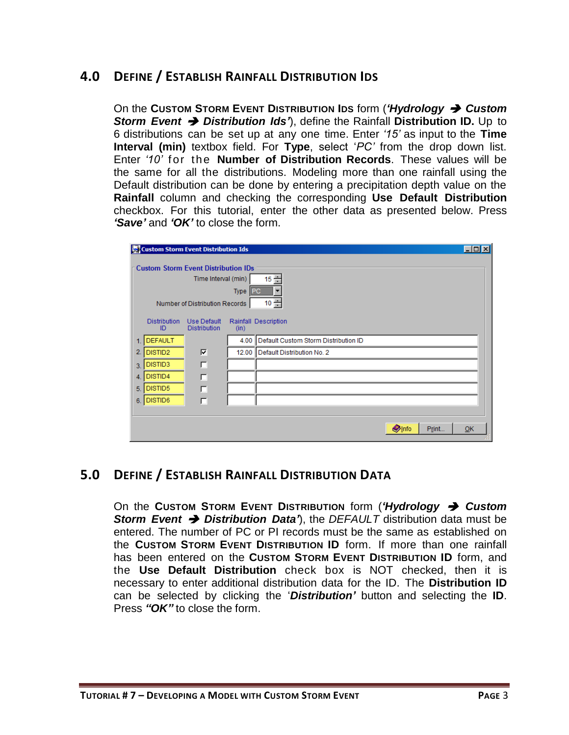## 4.0 DEFINE / ESTABLISH RAINFALL DISTRIBUTION IDS

On the **CUSTOM STORM EVENT DISTRIBUTION IDS** form (***'Hydrology ➔ Custom Storm Event ➔ Distribution Ids'***), define the Rainfall **Distribution ID.** Up to 6 distributions can be set up at any one time. Enter *'15'* as input to the **Time Interval (min)** textbox field. For **Type**, select *'PC'* from the drop down list. Enter *'10'* for the **Number of Distribution Records**. These values will be the same for all the distributions. Modeling more than one rainfall using the Default distribution can be done by entering a precipitation depth value on the **Rainfall** column and checking the corresponding **Use Default Distribution** checkbox. For this tutorial, enter the other data as presented below. Press ***'Save'*** and ***'OK'*** to close the form.

## 5.0 DEFINE / ESTABLISH RAINFALL DISTRIBUTION DATA

On the **CUSTOM STORM EVENT DISTRIBUTION** form (***'Hydrology ➔ Custom Storm Event ➔ Distribution Data'***), the *DEFAULT* distribution data must be entered. The number of PC or PI records must be the same as established on the **CUSTOM STORM EVENT DISTRIBUTION ID** form. If more than one rainfall has been entered on the **CUSTOM STORM EVENT DISTRIBUTION ID** form, and the **Use Default Distribution** check box is NOT checked, then it is necessary to enter additional distribution data for the ID. The **Distribution ID** can be selected by clicking the '***Distribution'*** button and selecting the **ID**. Press ***"OK"*** to close the form.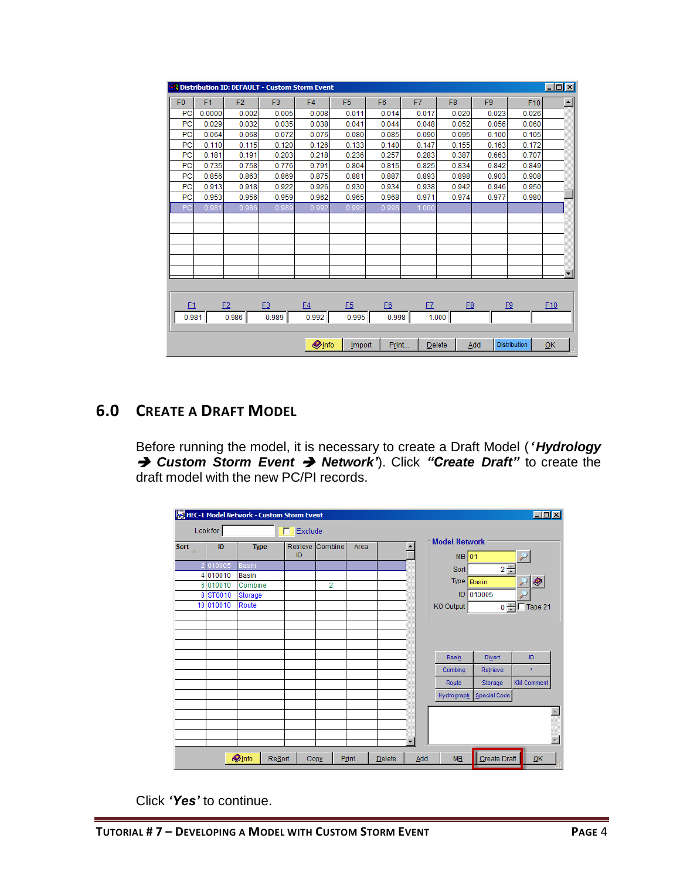## 6.0 CREATE A DRAFT MODEL

Before running the model, it is necessary to create a Draft Model (***'Hydrology → Custom Storm Event → Network'***). Click ***"Create Draft"*** to create the draft model with the new PC/PI records.

Click ***'Yes'*** to continue.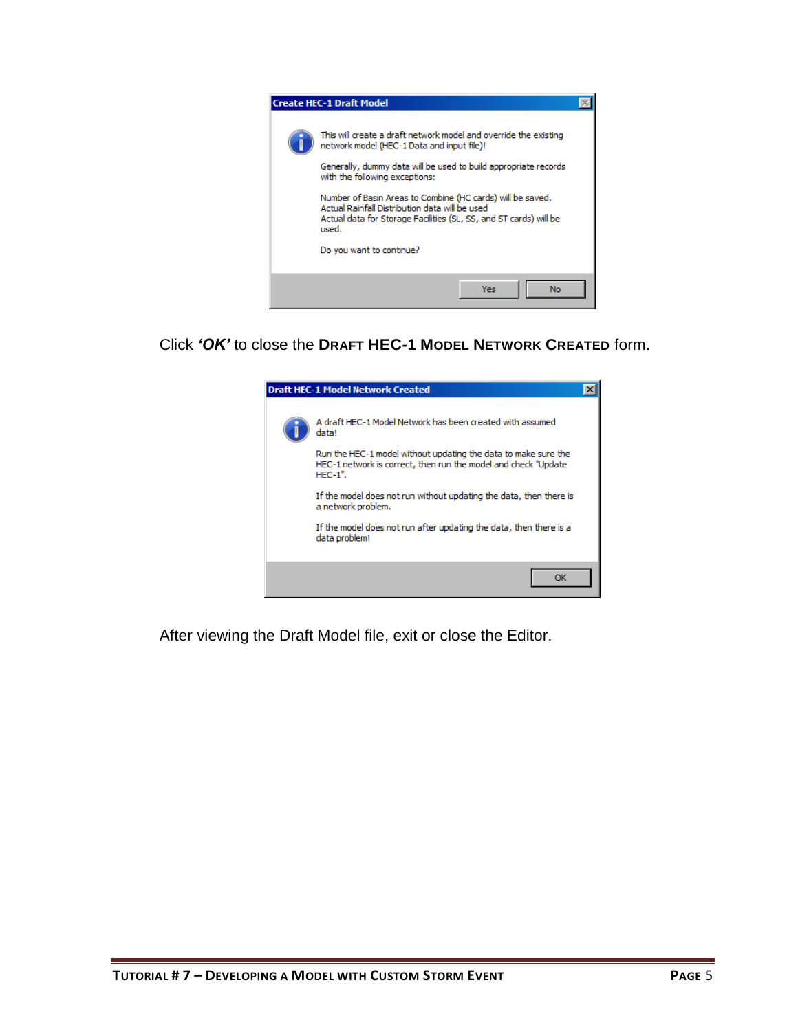**Create HEC-1 Draft Model**

This will create a draft network model and override the existing network model (HEC-1 Data and input file)!

Generally, dummy data will be used to build appropriate records with the following exceptions:

Number of Basin Areas to Combine (HC cards) will be saved.
Actual Rainfall Distribution data will be used
Actual data for Storage Facilities (SL, SS, and ST cards) will be used.

Do you want to continue?

Yes | No

Click ***'OK'*** to close the **DRAFT HEC-1 MODEL NETWORK CREATED** form.

**Draft HEC-1 Model Network Created**

A draft HEC-1 Model Network has been created with assumed data!

Run the HEC-1 model without updating the data to make sure the HEC-1 network is correct, then run the model and check "Update HEC-1".

If the model does not run without updating the data, then there is a network problem.

If the model does not run after updating the data, then there is a data problem!

OK

After viewing the Draft Model file, exit or close the Editor.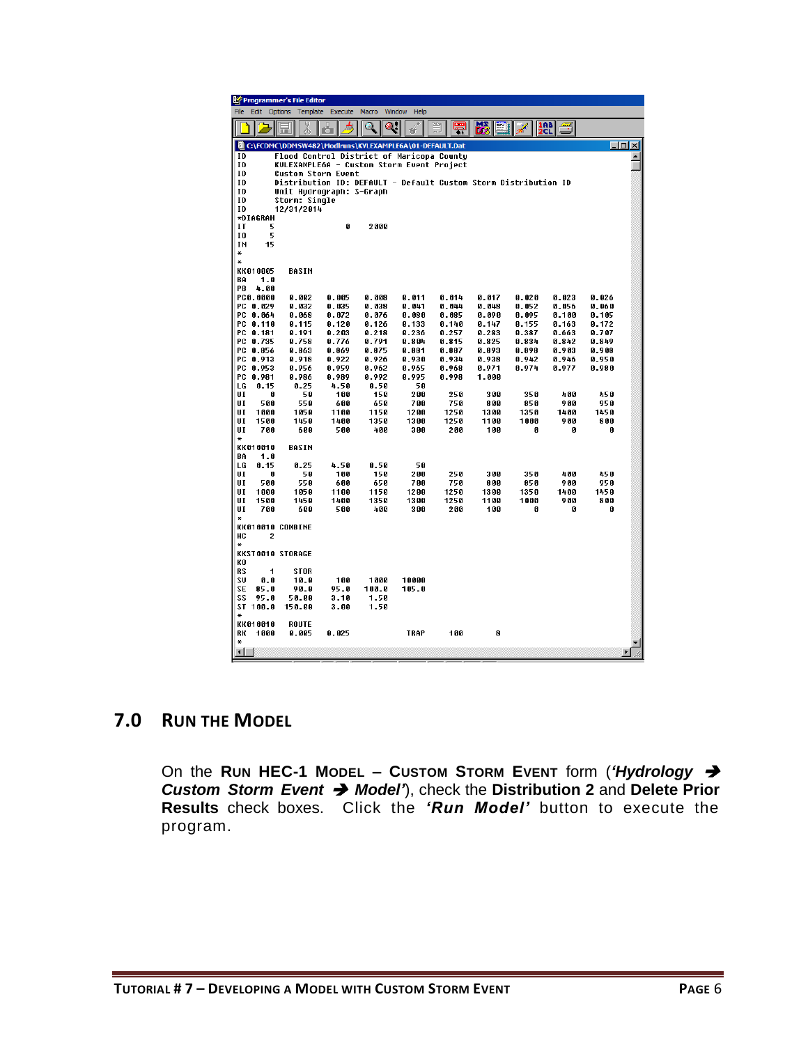```
Programmer's File Editor
File  Edit  Options  Template  Execute  Macro  Window  Help

C:\FCDMC\DDMSW482\Modlruns\KVLEXAMPLE6A\01-DEFAULT.Dat
ID        Flood Control District of Maricopa County
ID        KVLEXAMPLE6A - Custom Storm Event Project
ID        Custom Storm Event
ID        Distribution ID: DEFAULT - Default Custom Storm Distribution ID
ID        Unit Hydrograph: S-Graph
ID        Storm: Single
ID        12/31/2014
*DIAGRAM
IT      5               0     2000
IO      5
IN     15
*
*
KK010005   BASIN
BA    1.0
PB   4.00
PC0.0000   0.002   0.005   0.008   0.011   0.014   0.017   0.020   0.023   0.026
PC  0.029  0.032   0.035   0.038   0.041   0.044   0.048   0.052   0.056   0.060
PC  0.064  0.068   0.072   0.076   0.080   0.085   0.090   0.095   0.100   0.105
PC  0.110  0.115   0.120   0.126   0.133   0.140   0.147   0.155   0.163   0.172
PC  0.181  0.191   0.203   0.218   0.236   0.257   0.283   0.387   0.663   0.707
PC  0.735  0.758   0.776   0.791   0.804   0.815   0.825   0.834   0.842   0.849
PC  0.856  0.863   0.869   0.875   0.881   0.887   0.893   0.898   0.903   0.908
PC  0.913  0.918   0.922   0.926   0.930   0.934   0.938   0.942   0.946   0.950
PC  0.953  0.956   0.959   0.962   0.965   0.968   0.971   0.974   0.977   0.980
PC  0.981  0.986   0.989   0.992   0.995   0.998   1.000
LG   0.15   0.25    4.50    0.50      50
UI      0     50     100     150     200     250     300     350     400     450
UI    500    550     600     650     700     750     800     850     900     950
UI   1000   1050    1100    1150    1200    1250    1300    1350    1400    1450
UI   1500   1450    1400    1350    1300    1250    1100    1000     900     800
UI    700    600     500     400     300     200     100       0       0       0
*
KK010010   BASIN
BA    1.0
LG   0.15   0.25    4.50    0.50      50
UI      0     50     100     150     200     250     300     350     400     450
UI    500    550     600     650     700     750     800     850     900     950
UI   1000   1050    1100    1150    1200    1250    1300    1350    1400    1450
UI   1500   1450    1400    1350    1300    1250    1100    1000     900     800
UI    700    600     500     400     300     200     100       0       0       0
*
KK010010 COMBINE
HC      2
*
KKST0010 STORAGE
KO
RS      1   STOR
SV    0.0   10.0     100    1000   10000
SE   85.0   90.0    95.0   100.0   105.0
SS   95.0  50.00    3.10    1.50
ST  100.0 150.00    3.00    1.50
*
KK010010   ROUTE
RK   1000  0.005   0.025           TRAP     100       8
*
```

## 7.0 RUN THE MODEL

On the **RUN HEC-1 MODEL – CUSTOM STORM EVENT** form (***'Hydrology → Custom Storm Event → Model'***), check the **Distribution 2** and **Delete Prior Results** check boxes. Click the ***'Run Model'*** button to execute the program.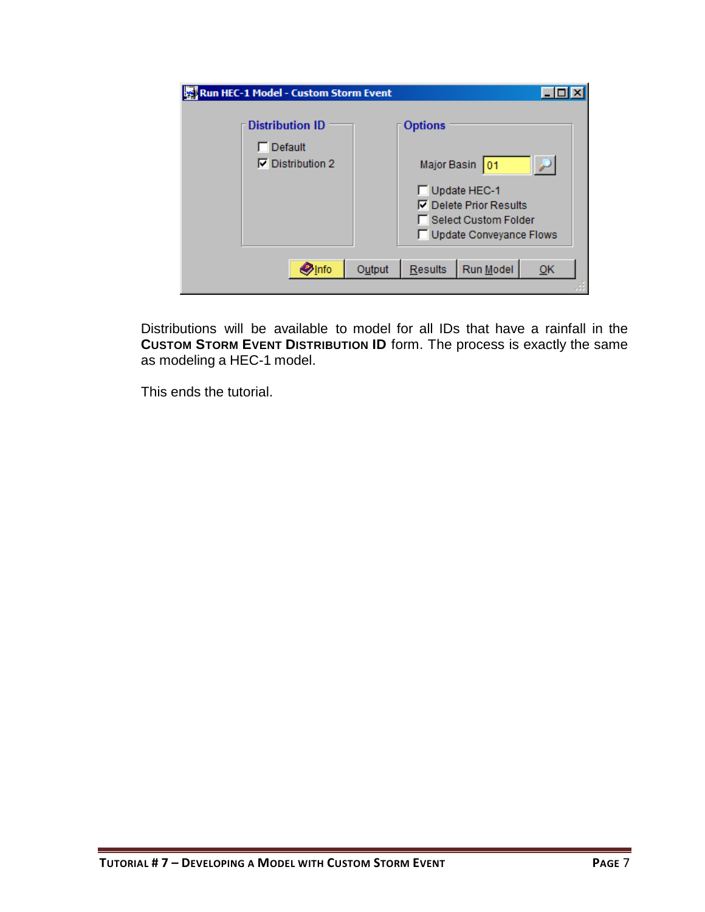Distributions will be available to model for all IDs that have a rainfall in the **Custom Storm Event Distribution ID** form. The process is exactly the same as modeling a HEC-1 model.

This ends the tutorial.